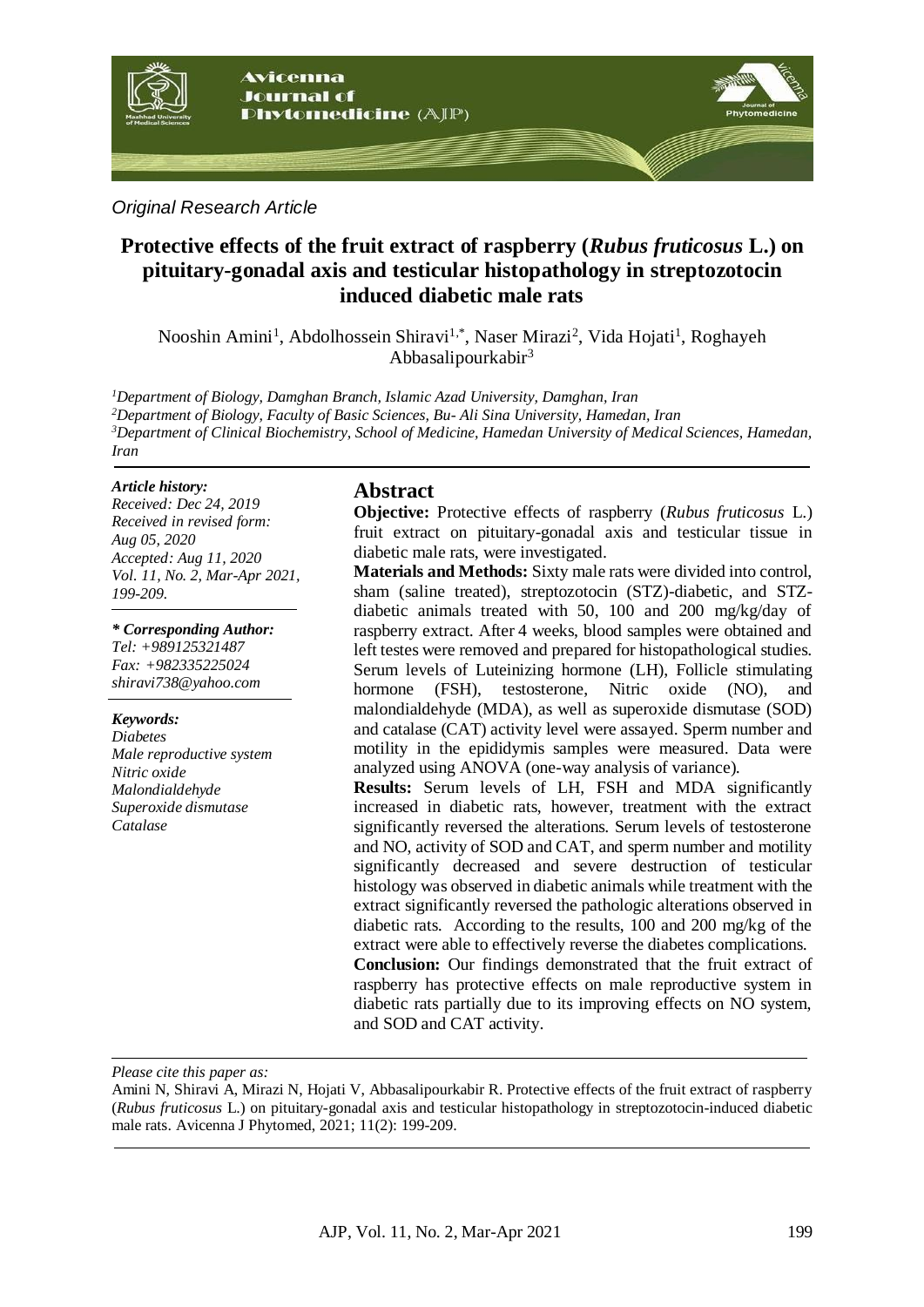*Original Research Article*

# Protective effects of the fruit extract of raspberry (*Rubus fruticosus* L.) on pituitary-gonadal axis and testicular histopathology in streptozotocin induced diabetic male rats

Nooshin Amini[1], Abdolhossein Shiravi[1,*], Naser Mirazi[2], Vida Hojati[1], Roghayeh Abbasalipourkabir[3]

[1]*Department of Biology, Damghan Branch, Islamic Azad University, Damghan, Iran*
[2]*Department of Biology, Faculty of Basic Sciences, Bu- Ali Sina University, Hamedan, Iran*
[3]*Department of Clinical Biochemistry, School of Medicine, Hamedan University of Medical Sciences, Hamedan, Iran*

***Article history:***
*Received: Dec 24, 2019*
*Received in revised form: Aug 05, 2020*
*Accepted: Aug 11, 2020*
*Vol. 11, No. 2, Mar-Apr 2021, 199-209.*

***\* Corresponding Author:***
*Tel: +989125321487*
*Fax: +982335225024*
*shiravi738@yahoo.com*

***Keywords:***
*Diabetes*
*Male reproductive system*
*Nitric oxide*
*Malondialdehyde*
*Superoxide dismutase*
*Catalase*

## Abstract

**Objective:** Protective effects of raspberry (*Rubus fruticosus* L.) fruit extract on pituitary-gonadal axis and testicular tissue in diabetic male rats, were investigated.

**Materials and Methods:** Sixty male rats were divided into control, sham (saline treated), streptozotocin (STZ)-diabetic, and STZ-diabetic animals treated with 50, 100 and 200 mg/kg/day of raspberry extract. After 4 weeks, blood samples were obtained and left testes were removed and prepared for histopathological studies. Serum levels of Luteinizing hormone (LH), Follicle stimulating hormone (FSH), testosterone, Nitric oxide (NO), and malondialdehyde (MDA), as well as superoxide dismutase (SOD) and catalase (CAT) activity level were assayed. Sperm number and motility in the epididymis samples were measured. Data were analyzed using ANOVA (one-way analysis of variance).

**Results:** Serum levels of LH, FSH and MDA significantly increased in diabetic rats, however, treatment with the extract significantly reversed the alterations. Serum levels of testosterone and NO, activity of SOD and CAT, and sperm number and motility significantly decreased and severe destruction of testicular histology was observed in diabetic animals while treatment with the extract significantly reversed the pathologic alterations observed in diabetic rats. According to the results, 100 and 200 mg/kg of the extract were able to effectively reverse the diabetes complications.

**Conclusion:** Our findings demonstrated that the fruit extract of raspberry has protective effects on male reproductive system in diabetic rats partially due to its improving effects on NO system, and SOD and CAT activity.

*Please cite this paper as:*

Amini N, Shiravi A, Mirazi N, Hojati V, Abbasalipourkabir R. Protective effects of the fruit extract of raspberry (*Rubus fruticosus* L.) on pituitary-gonadal axis and testicular histopathology in streptozotocin-induced diabetic male rats. Avicenna J Phytomed, 2021; 11(2): 199-209.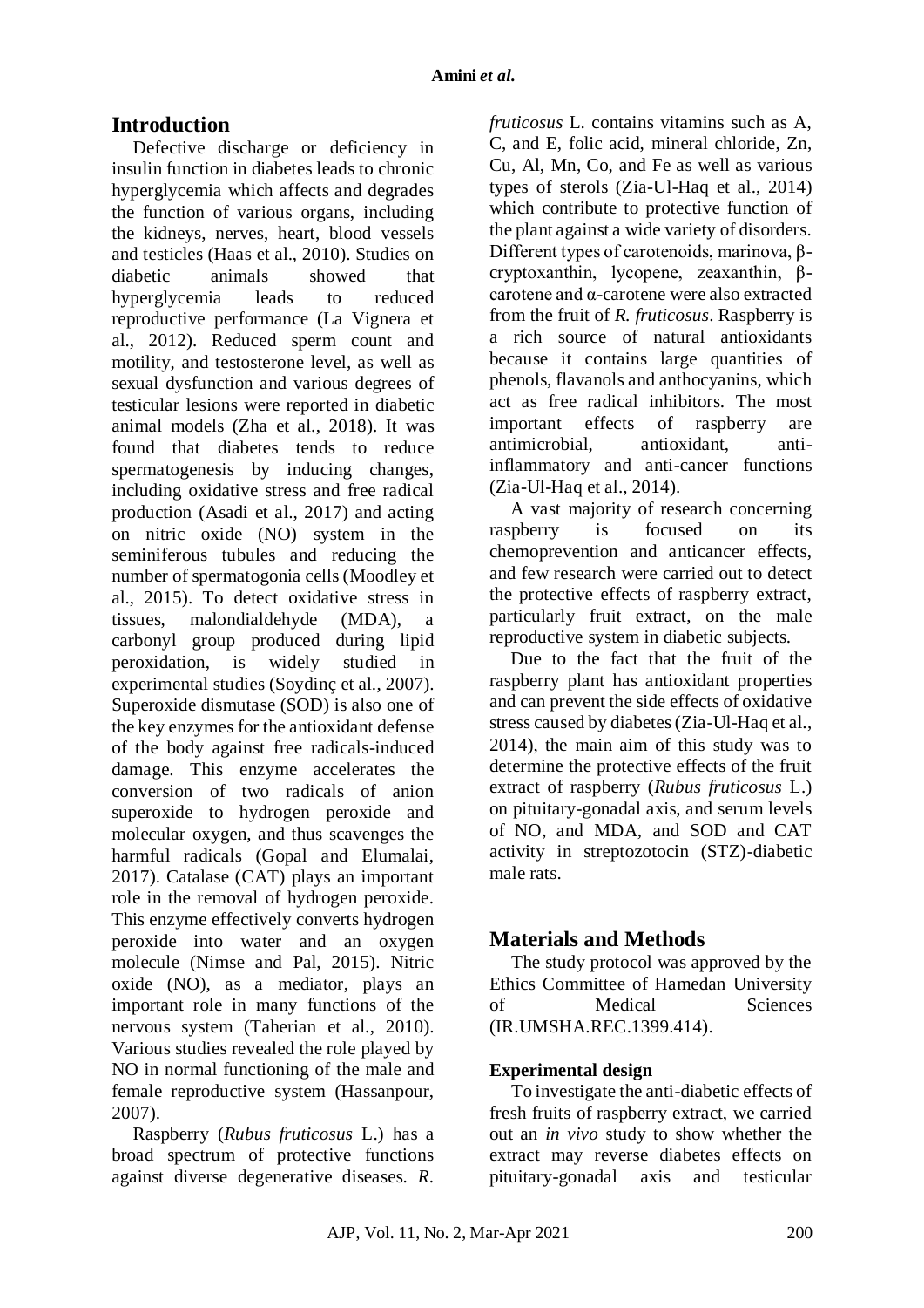## Introduction

Defective discharge or deficiency in insulin function in diabetes leads to chronic hyperglycemia which affects and degrades the function of various organs, including the kidneys, nerves, heart, blood vessels and testicles (Haas et al., 2010). Studies on diabetic animals showed that hyperglycemia leads to reduced reproductive performance (La Vignera et al., 2012). Reduced sperm count and motility, and testosterone level, as well as sexual dysfunction and various degrees of testicular lesions were reported in diabetic animal models (Zha et al., 2018). It was found that diabetes tends to reduce spermatogenesis by inducing changes, including oxidative stress and free radical production (Asadi et al., 2017) and acting on nitric oxide (NO) system in the seminiferous tubules and reducing the number of spermatogonia cells (Moodley et al., 2015). To detect oxidative stress in tissues, malondialdehyde (MDA), a carbonyl group produced during lipid peroxidation, is widely studied in experimental studies (Soydinç et al., 2007). Superoxide dismutase (SOD) is also one of the key enzymes for the antioxidant defense of the body against free radicals-induced damage. This enzyme accelerates the conversion of two radicals of anion superoxide to hydrogen peroxide and molecular oxygen, and thus scavenges the harmful radicals (Gopal and Elumalai, 2017). Catalase (CAT) plays an important role in the removal of hydrogen peroxide. This enzyme effectively converts hydrogen peroxide into water and an oxygen molecule (Nimse and Pal, 2015). Nitric oxide (NO), as a mediator, plays an important role in many functions of the nervous system (Taherian et al., 2010). Various studies revealed the role played by NO in normal functioning of the male and female reproductive system (Hassanpour, 2007).

Raspberry (*Rubus fruticosus* L.) has a broad spectrum of protective functions against diverse degenerative diseases. *R. fruticosus* L. contains vitamins such as A, C, and E, folic acid, mineral chloride, Zn, Cu, Al, Mn, Co, and Fe as well as various types of sterols (Zia-Ul-Haq et al., 2014) which contribute to protective function of the plant against a wide variety of disorders. Different types of carotenoids, marinova, β-cryptoxanthin, lycopene, zeaxanthin, β-carotene and α-carotene were also extracted from the fruit of *R. fruticosus*. Raspberry is a rich source of natural antioxidants because it contains large quantities of phenols, flavanols and anthocyanins, which act as free radical inhibitors. The most important effects of raspberry are antimicrobial, antioxidant, anti-inflammatory and anti-cancer functions (Zia-Ul-Haq et al., 2014).

A vast majority of research concerning raspberry is focused on its chemoprevention and anticancer effects, and few research were carried out to detect the protective effects of raspberry extract, particularly fruit extract, on the male reproductive system in diabetic subjects.

Due to the fact that the fruit of the raspberry plant has antioxidant properties and can prevent the side effects of oxidative stress caused by diabetes (Zia-Ul-Haq et al., 2014), the main aim of this study was to determine the protective effects of the fruit extract of raspberry (*Rubus fruticosus* L.) on pituitary-gonadal axis, and serum levels of NO, and MDA, and SOD and CAT activity in streptozotocin (STZ)-diabetic male rats.

## Materials and Methods

The study protocol was approved by the Ethics Committee of Hamedan University of Medical Sciences (IR.UMSHA.REC.1399.414).

### Experimental design

To investigate the anti-diabetic effects of fresh fruits of raspberry extract, we carried out an *in vivo* study to show whether the extract may reverse diabetes effects on pituitary-gonadal axis and testicular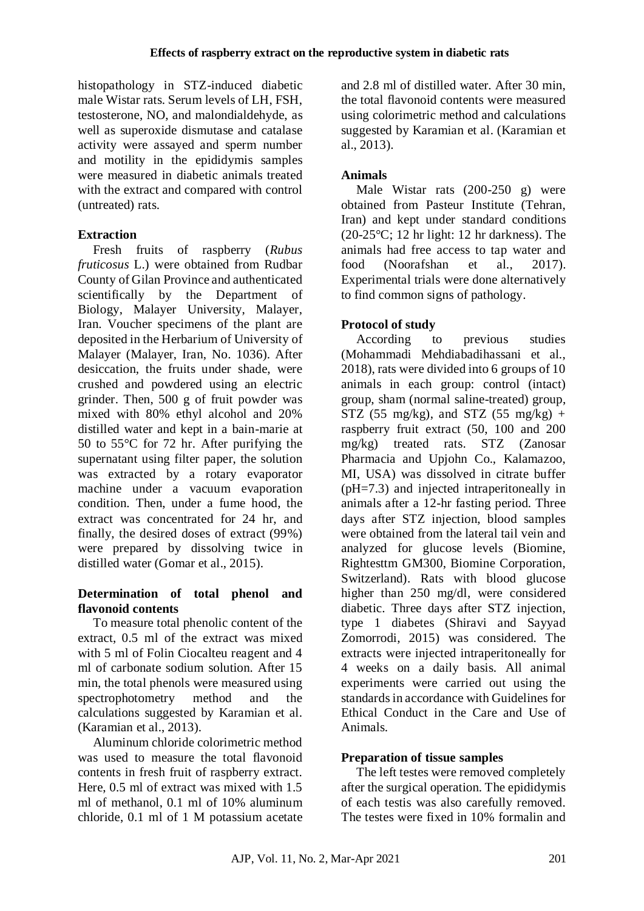histopathology in STZ-induced diabetic male Wistar rats. Serum levels of LH, FSH, testosterone, NO, and malondialdehyde, as well as superoxide dismutase and catalase activity were assayed and sperm number and motility in the epididymis samples were measured in diabetic animals treated with the extract and compared with control (untreated) rats.

## Extraction

Fresh fruits of raspberry (*Rubus fruticosus* L.) were obtained from Rudbar County of Gilan Province and authenticated scientifically by the Department of Biology, Malayer University, Malayer, Iran. Voucher specimens of the plant are deposited in the Herbarium of University of Malayer (Malayer, Iran, No. 1036). After desiccation, the fruits under shade, were crushed and powdered using an electric grinder. Then, 500 g of fruit powder was mixed with 80% ethyl alcohol and 20% distilled water and kept in a bain-marie at 50 to 55°C for 72 hr. After purifying the supernatant using filter paper, the solution was extracted by a rotary evaporator machine under a vacuum evaporation condition. Then, under a fume hood, the extract was concentrated for 24 hr, and finally, the desired doses of extract (99%) were prepared by dissolving twice in distilled water (Gomar et al., 2015).

## Determination of total phenol and flavonoid contents

To measure total phenolic content of the extract, 0.5 ml of the extract was mixed with 5 ml of Folin Ciocalteu reagent and 4 ml of carbonate sodium solution. After 15 min, the total phenols were measured using spectrophotometry method and the calculations suggested by Karamian et al. (Karamian et al., 2013).

Aluminum chloride colorimetric method was used to measure the total flavonoid contents in fresh fruit of raspberry extract. Here, 0.5 ml of extract was mixed with 1.5 ml of methanol, 0.1 ml of 10% aluminum chloride, 0.1 ml of 1 M potassium acetate and 2.8 ml of distilled water. After 30 min, the total flavonoid contents were measured using colorimetric method and calculations suggested by Karamian et al. (Karamian et al., 2013).

## Animals

Male Wistar rats (200-250 g) were obtained from Pasteur Institute (Tehran, Iran) and kept under standard conditions (20-25°C; 12 hr light: 12 hr darkness). The animals had free access to tap water and food (Noorafshan et al., 2017). Experimental trials were done alternatively to find common signs of pathology.

## Protocol of study

According to previous studies (Mohammadi Mehdiabadihassani et al., 2018), rats were divided into 6 groups of 10 animals in each group: control (intact) group, sham (normal saline-treated) group, STZ (55 mg/kg), and STZ (55 mg/kg) + raspberry fruit extract (50, 100 and 200 mg/kg) treated rats. STZ (Zanosar Pharmacia and Upjohn Co., Kalamazoo, MI, USA) was dissolved in citrate buffer (pH=7.3) and injected intraperitoneally in animals after a 12-hr fasting period. Three days after STZ injection, blood samples were obtained from the lateral tail vein and analyzed for glucose levels (Biomine, Rightesttm GM300, Biomine Corporation, Switzerland). Rats with blood glucose higher than 250 mg/dl, were considered diabetic. Three days after STZ injection, type 1 diabetes (Shiravi and Sayyad Zomorrodi, 2015) was considered. The extracts were injected intraperitoneally for 4 weeks on a daily basis. All animal experiments were carried out using the standards in accordance with Guidelines for Ethical Conduct in the Care and Use of Animals.

## Preparation of tissue samples

The left testes were removed completely after the surgical operation. The epididymis of each testis was also carefully removed. The testes were fixed in 10% formalin and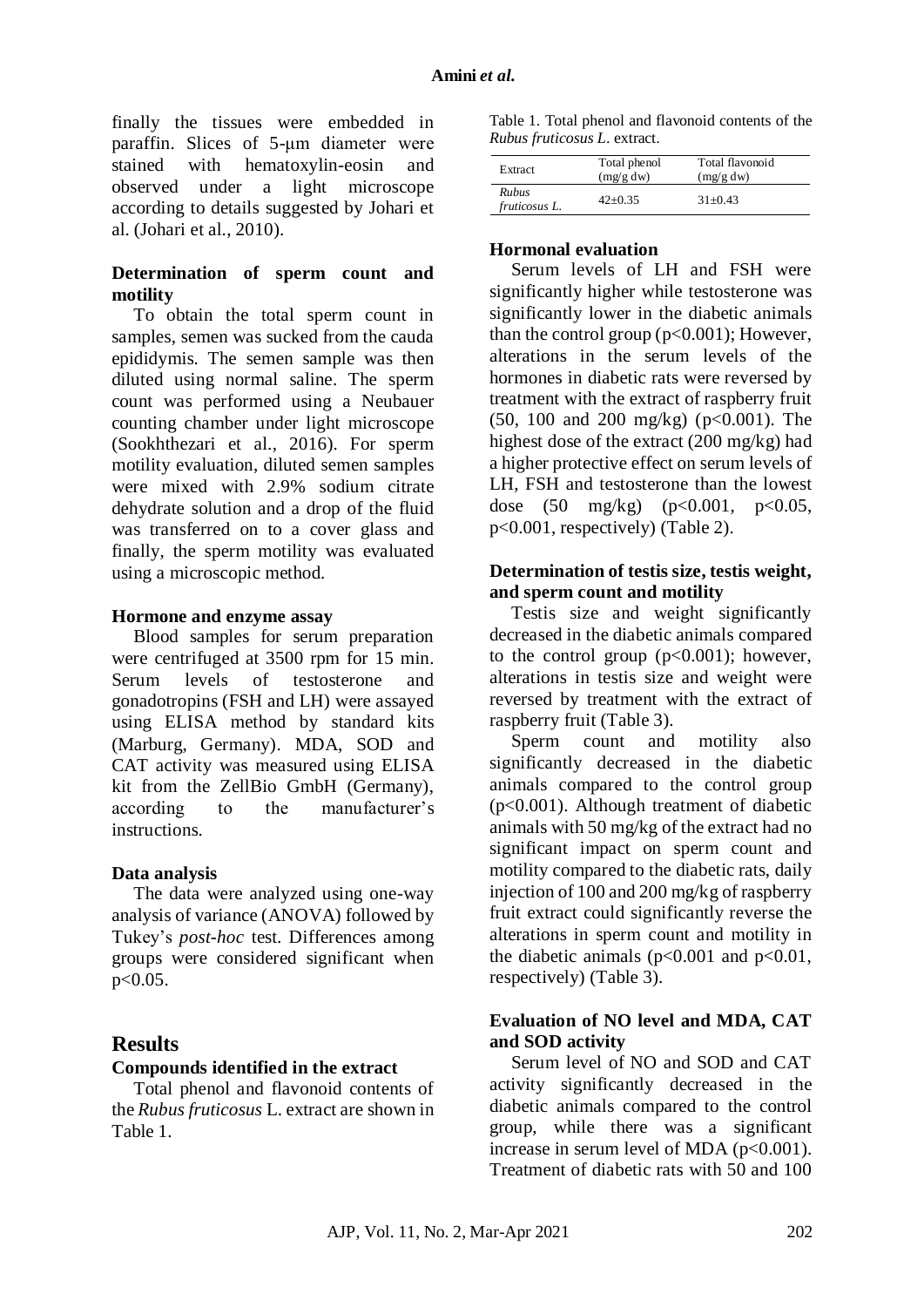finally the tissues were embedded in paraffin. Slices of 5-μm diameter were stained with hematoxylin-eosin and observed under a light microscope according to details suggested by Johari et al. (Johari et al., 2010).

### Determination of sperm count and motility

To obtain the total sperm count in samples, semen was sucked from the cauda epididymis. The semen sample was then diluted using normal saline. The sperm count was performed using a Neubauer counting chamber under light microscope (Sookhthezari et al., 2016). For sperm motility evaluation, diluted semen samples were mixed with 2.9% sodium citrate dehydrate solution and a drop of the fluid was transferred on to a cover glass and finally, the sperm motility was evaluated using a microscopic method.

### Hormone and enzyme assay

Blood samples for serum preparation were centrifuged at 3500 rpm for 15 min. Serum levels of testosterone and gonadotropins (FSH and LH) were assayed using ELISA method by standard kits (Marburg, Germany). MDA, SOD and CAT activity was measured using ELISA kit from the ZellBio GmbH (Germany), according to the manufacturer's instructions.

### Data analysis

The data were analyzed using one-way analysis of variance (ANOVA) followed by Tukey's *post-hoc* test. Differences among groups were considered significant when $p<0.05$.

## Results

### Compounds identified in the extract

Total phenol and flavonoid contents of the *Rubus fruticosus* L. extract are shown in Table 1.

Table 1. Total phenol and flavonoid contents of the *Rubus fruticosus L*. extract.

| Extract | Total phenol (mg/g dw) | Total flavonoid (mg/g dw) |
|---|---|---|
| *Rubus fruticosus L.* | 42±0.35 | 31±0.43 |

### Hormonal evaluation

Serum levels of LH and FSH were significantly higher while testosterone was significantly lower in the diabetic animals than the control group ($p<0.001$); However, alterations in the serum levels of the hormones in diabetic rats were reversed by treatment with the extract of raspberry fruit (50, 100 and 200 mg/kg) ($p<0.001$). The highest dose of the extract (200 mg/kg) had a higher protective effect on serum levels of LH, FSH and testosterone than the lowest dose (50 mg/kg) ($p<0.001$, $p<0.05$, $p<0.001$, respectively) (Table 2).

### Determination of testis size, testis weight, and sperm count and motility

Testis size and weight significantly decreased in the diabetic animals compared to the control group ($p<0.001$); however, alterations in testis size and weight were reversed by treatment with the extract of raspberry fruit (Table 3).

Sperm count and motility also significantly decreased in the diabetic animals compared to the control group ($p<0.001$). Although treatment of diabetic animals with 50 mg/kg of the extract had no significant impact on sperm count and motility compared to the diabetic rats, daily injection of 100 and 200 mg/kg of raspberry fruit extract could significantly reverse the alterations in sperm count and motility in the diabetic animals ($p<0.001$ and $p<0.01$, respectively) (Table 3).

### Evaluation of NO level and MDA, CAT and SOD activity

Serum level of NO and SOD and CAT activity significantly decreased in the diabetic animals compared to the control group, while there was a significant increase in serum level of MDA ($p<0.001$). Treatment of diabetic rats with 50 and 100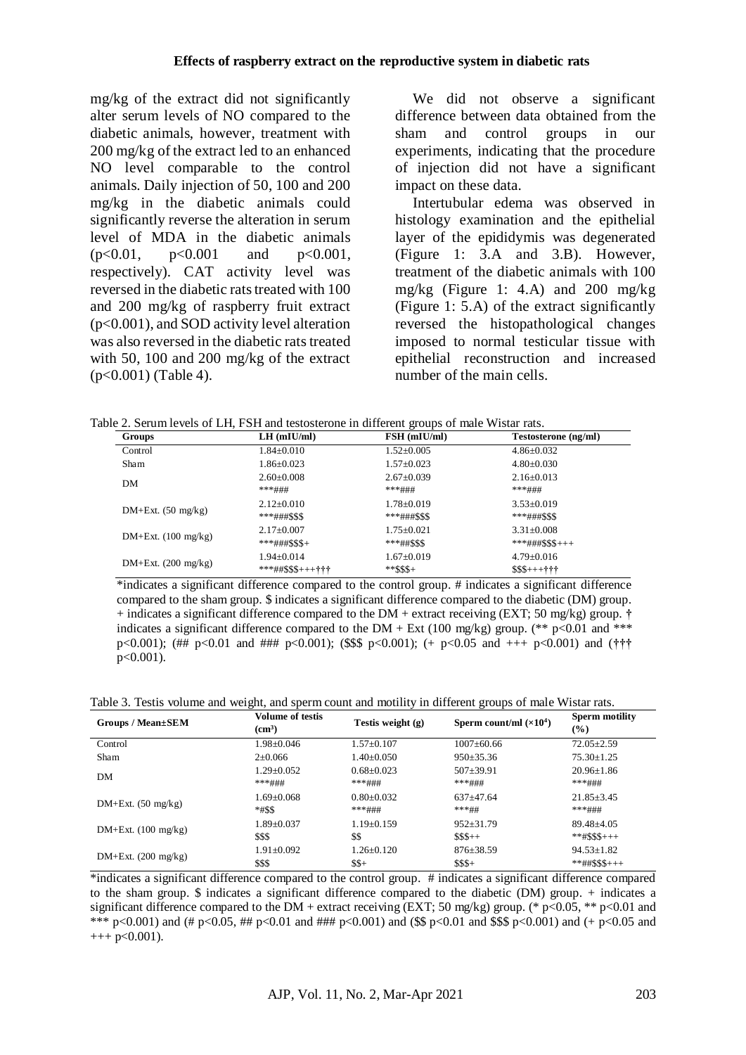mg/kg of the extract did not significantly alter serum levels of NO compared to the diabetic animals, however, treatment with 200 mg/kg of the extract led to an enhanced NO level comparable to the control animals. Daily injection of 50, 100 and 200 mg/kg in the diabetic animals could significantly reverse the alteration in serum level of MDA in the diabetic animals ($p<0.01$, $p<0.001$ and $p<0.001$, respectively). CAT activity level was reversed in the diabetic rats treated with 100 and 200 mg/kg of raspberry fruit extract ($p<0.001$), and SOD activity level alteration was also reversed in the diabetic rats treated with 50, 100 and 200 mg/kg of the extract ($p<0.001$) (Table 4).

We did not observe a significant difference between data obtained from the sham and control groups in our experiments, indicating that the procedure of injection did not have a significant impact on these data.

Intertubular edema was observed in histology examination and the epithelial layer of the epididymis was degenerated (Figure 1: 3.A and 3.B). However, treatment of the diabetic animals with 100 mg/kg (Figure 1: 4.A) and 200 mg/kg (Figure 1: 5.A) of the extract significantly reversed the histopathological changes imposed to normal testicular tissue with epithelial reconstruction and increased number of the main cells.

Table 2. Serum levels of LH, FSH and testosterone in different groups of male Wistar rats.

| Groups | LH (mIU/ml) | FSH (mIU/ml) | Testosterone (ng/ml) |
|---|---|---|---|
| Control | 1.84±0.010 | 1.52±0.005 | 4.86±0.032 |
| Sham | 1.86±0.023 | 1.57±0.023 | 4.80±0.030 |
| DM | 2.60±0.008 ***### | 2.67±0.039 ***### | 2.16±0.013 ***### |
| DM+Ext. (50 mg/kg) | 2.12±0.010 ***###$$$ | 1.78±0.019 ***###$$$ | 3.53±0.019 ***###$$$ |
| DM+Ext. (100 mg/kg) | 2.17±0.007 ***###$$$+ | 1.75±0.021 ***##$$$ | 3.31±0.008 ***###$$$+++ |
| DM+Ext. (200 mg/kg) | 1.94±0.014 ***##$$$+++††† | 1.67±0.019 **$$$+ | 4.79±0.016 $$$+++††† |

*indicates a significant difference compared to the control group. # indicates a significant difference compared to the sham group. $ indicates a significant difference compared to the diabetic (DM) group. + indicates a significant difference compared to the DM + extract receiving (EXT; 50 mg/kg) group. † indicates a significant difference compared to the DM + Ext (100 mg/kg) group. (** $p<0.01$ and *** $p<0.001$); (## $p<0.01$ and ### $p<0.001$); ($$$ $p<0.001$); (+ $p<0.05$ and +++ $p<0.001$) and (††† $p<0.001$).

Table 3. Testis volume and weight, and sperm count and motility in different groups of male Wistar rats.

| Groups / Mean±SEM | Volume of testis ($cm^3$) | Testis weight (g) | Sperm count/ml ($\times 10^4$) | Sperm motility (%) |
|---|---|---|---|---|
| Control | 1.98±0.046 | 1.57±0.107 | 1007±60.66 | 72.05±2.59 |
| Sham | 2±0.066 | 1.40±0.050 | 950±35.36 | 75.30±1.25 |
| DM | 1.29±0.052 ***### | 0.68±0.023 ***### | 507±39.91 ***### | 20.96±1.86 ***### |
| DM+Ext. (50 mg/kg) | 1.69±0.068 *#$$ | 0.80±0.032 ***### | 637±47.64 ***## | 21.85±3.45 ***### |
| DM+Ext. (100 mg/kg) | 1.89±0.037 $$$ | 1.19±0.159 $$ | 952±31.79 $$$++ | 89.48±4.05 **#$$$+++ |
| DM+Ext. (200 mg/kg) | 1.91±0.092 $$$ | 1.26±0.120 $$+ | 876±38.59 $$$+ | 94.53±1.82 **##$$$+++ |

*indicates a significant difference compared to the control group. # indicates a significant difference compared to the sham group. $ indicates a significant difference compared to the diabetic (DM) group. + indicates a significant difference compared to the DM + extract receiving (EXT; 50 mg/kg) group. (* $p<0.05$, ** $p<0.01$ and *** $p<0.001$) and (# $p<0.05$, ## $p<0.01$ and ### $p<0.001$) and ($$ $p<0.01$ and $$$ $p<0.001$) and (+ $p<0.05$ and +++ $p<0.001$).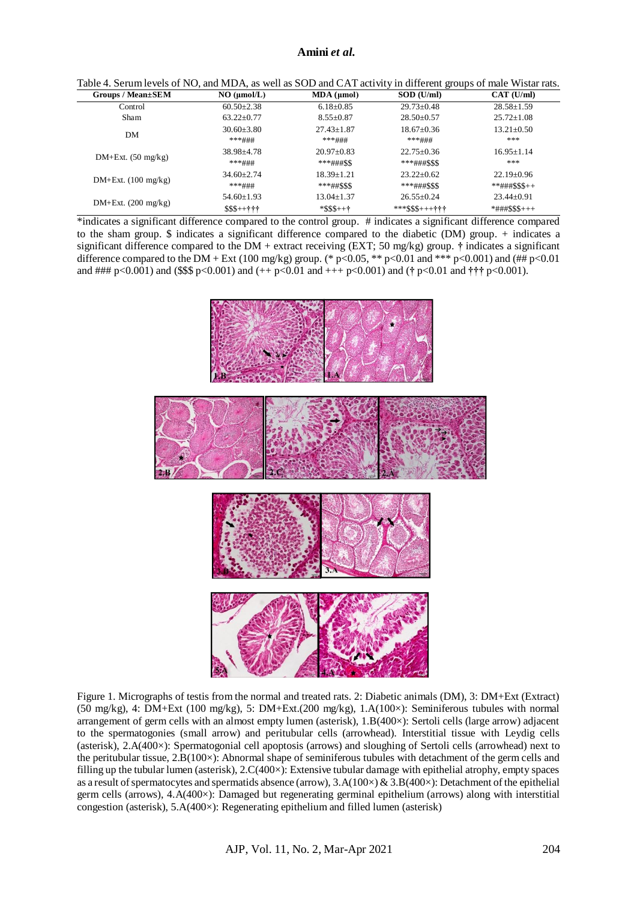Table 4. Serum levels of NO, and MDA, as well as SOD and CAT activity in different groups of male Wistar rats.

| Groups / Mean±SEM | NO (µmol/L) | MDA (µmol) | SOD (U/ml) | CAT (U/ml) |
|---|---|---|---|---|
| Control | 60.50±2.38 | 6.18±0.85 | 29.73±0.48 | 28.58±1.59 |
| Sham | 63.22±0.77 | 8.55±0.87 | 28.50±0.57 | 25.72±1.08 |
| DM | 30.60±3.80 ***### | 27.43±1.87 ***### | 18.67±0.36 ***### | 13.21±0.50 *** |
| DM+Ext. (50 mg/kg) | 38.98±4.78 ***### | 20.97±0.83 ***###$$ | 22.75±0.36 ***###$$$ | 16.95±1.14 *** |
| DM+Ext. (100 mg/kg) | 34.60±2.74 ***### | 18.39±1.21 ***##$$$ | 23.22±0.62 ***###$$$ | 22.19±0.96 **###$$$++ |
| DM+Ext. (200 mg/kg) | 54.60±1.93 $$$++††† | 13.04±1.37 *$$$++† | 26.55±0.24 ***$$$+++††† | 23.44±0.91 *###$$$+++ |

*indicates a significant difference compared to the control group. # indicates a significant difference compared to the sham group. $ indicates a significant difference compared to the diabetic (DM) group. + indicates a significant difference compared to the DM + extract receiving (EXT; 50 mg/kg) group. † indicates a significant difference compared to the DM + Ext (100 mg/kg) group. (* $p<0.05$, ** $p<0.01$ and *** $p<0.001$) and (## $p<0.01$ and ### $p<0.001$) and ($$$ $p<0.001$) and (++ $p<0.01$ and +++ $p<0.001$) and († $p<0.01$ and ††† $p<0.001$).

Figure 1. Micrographs of testis from the normal and treated rats. 2: Diabetic animals (DM), 3: DM+Ext (Extract) (50 mg/kg), 4: DM+Ext (100 mg/kg), 5: DM+Ext.(200 mg/kg), 1.A(100×): Seminiferous tubules with normal arrangement of germ cells with an almost empty lumen (asterisk), 1.B(400×): Sertoli cells (large arrow) adjacent to the spermatogonies (small arrow) and peritubular cells (arrowhead). Interstitial tissue with Leydig cells (asterisk), 2.A(400×): Spermatogonial cell apoptosis (arrows) and sloughing of Sertoli cells (arrowhead) next to the peritubular tissue, 2.B(100×): Abnormal shape of seminiferous tubules with detachment of the germ cells and filling up the tubular lumen (asterisk), 2.C(400×): Extensive tubular damage with epithelial atrophy, empty spaces as a result of spermatocytes and spermatids absence (arrow), 3.A(100×) & 3.B(400×): Detachment of the epithelial germ cells (arrows), 4.A(400×): Damaged but regenerating germinal epithelium (arrows) along with interstitial congestion (asterisk), 5.A(400×): Regenerating epithelium and filled lumen (asterisk)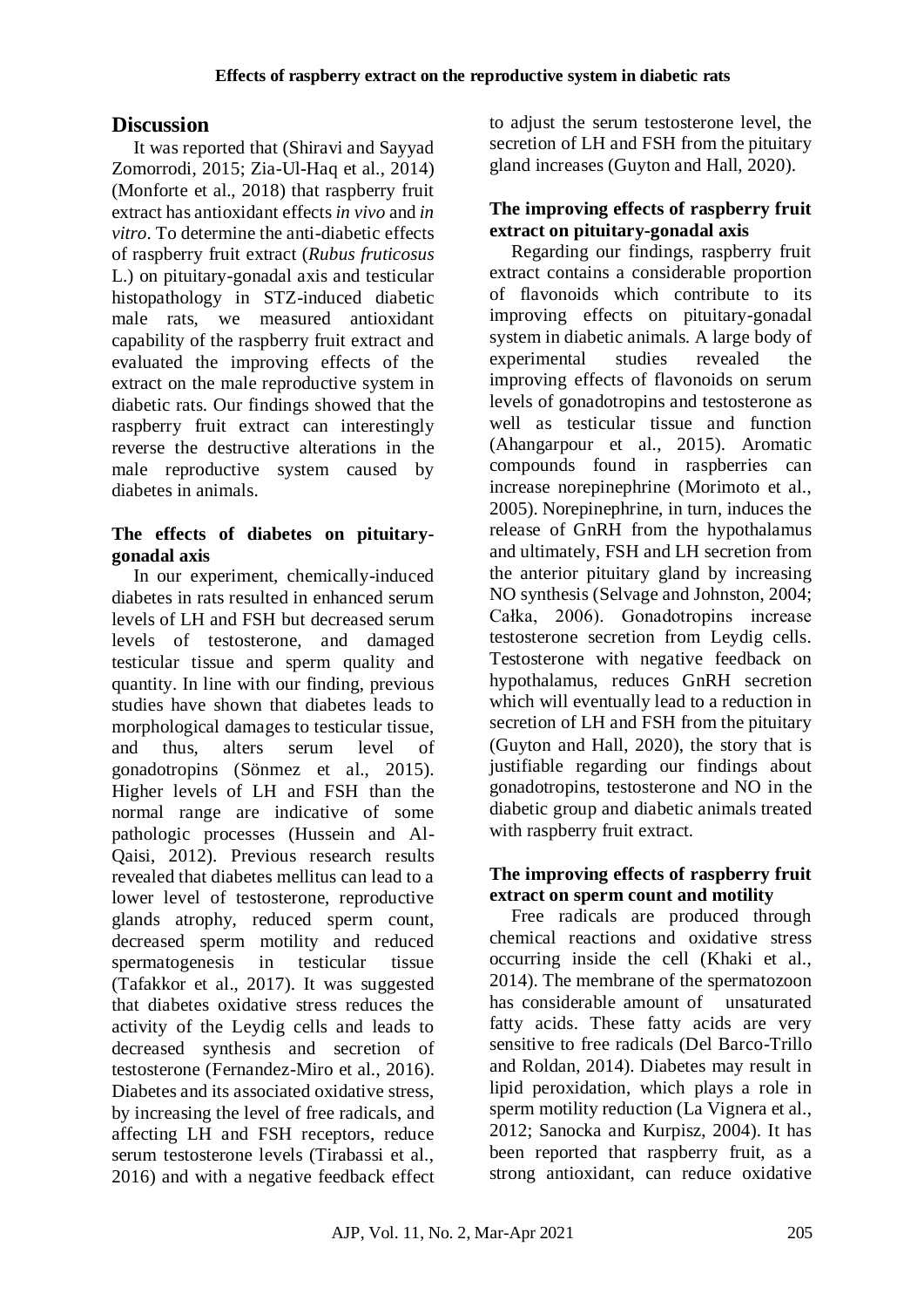## Discussion

It was reported that (Shiravi and Sayyad Zomorrodi, 2015; Zia-Ul-Haq et al., 2014) (Monforte et al., 2018) that raspberry fruit extract has antioxidant effects *in vivo* and *in vitro*. To determine the anti-diabetic effects of raspberry fruit extract (*Rubus fruticosus* L.) on pituitary-gonadal axis and testicular histopathology in STZ-induced diabetic male rats, we measured antioxidant capability of the raspberry fruit extract and evaluated the improving effects of the extract on the male reproductive system in diabetic rats. Our findings showed that the raspberry fruit extract can interestingly reverse the destructive alterations in the male reproductive system caused by diabetes in animals.

### The effects of diabetes on pituitary-gonadal axis

In our experiment, chemically-induced diabetes in rats resulted in enhanced serum levels of LH and FSH but decreased serum levels of testosterone, and damaged testicular tissue and sperm quality and quantity. In line with our finding, previous studies have shown that diabetes leads to morphological damages to testicular tissue, and thus, alters serum level of gonadotropins (Sönmez et al., 2015). Higher levels of LH and FSH than the normal range are indicative of some pathologic processes (Hussein and Al-Qaisi, 2012). Previous research results revealed that diabetes mellitus can lead to a lower level of testosterone, reproductive glands atrophy, reduced sperm count, decreased sperm motility and reduced spermatogenesis in testicular tissue (Tafakkor et al., 2017). It was suggested that diabetes oxidative stress reduces the activity of the Leydig cells and leads to decreased synthesis and secretion of testosterone (Fernandez-Miro et al., 2016). Diabetes and its associated oxidative stress, by increasing the level of free radicals, and affecting LH and FSH receptors, reduce serum testosterone levels (Tirabassi et al., 2016) and with a negative feedback effect to adjust the serum testosterone level, the secretion of LH and FSH from the pituitary gland increases (Guyton and Hall, 2020).

### The improving effects of raspberry fruit extract on pituitary-gonadal axis

Regarding our findings, raspberry fruit extract contains a considerable proportion of flavonoids which contribute to its improving effects on pituitary-gonadal system in diabetic animals. A large body of experimental studies revealed the improving effects of flavonoids on serum levels of gonadotropins and testosterone as well as testicular tissue and function (Ahangarpour et al., 2015). Aromatic compounds found in raspberries can increase norepinephrine (Morimoto et al., 2005). Norepinephrine, in turn, induces the release of GnRH from the hypothalamus and ultimately, FSH and LH secretion from the anterior pituitary gland by increasing NO synthesis (Selvage and Johnston, 2004; Całka, 2006). Gonadotropins increase testosterone secretion from Leydig cells. Testosterone with negative feedback on hypothalamus, reduces GnRH secretion which will eventually lead to a reduction in secretion of LH and FSH from the pituitary (Guyton and Hall, 2020), the story that is justifiable regarding our findings about gonadotropins, testosterone and NO in the diabetic group and diabetic animals treated with raspberry fruit extract.

### The improving effects of raspberry fruit extract on sperm count and motility

Free radicals are produced through chemical reactions and oxidative stress occurring inside the cell (Khaki et al., 2014). The membrane of the spermatozoon has considerable amount of unsaturated fatty acids. These fatty acids are very sensitive to free radicals (Del Barco-Trillo and Roldan, 2014). Diabetes may result in lipid peroxidation, which plays a role in sperm motility reduction (La Vignera et al., 2012; Sanocka and Kurpisz, 2004). It has been reported that raspberry fruit, as a strong antioxidant, can reduce oxidative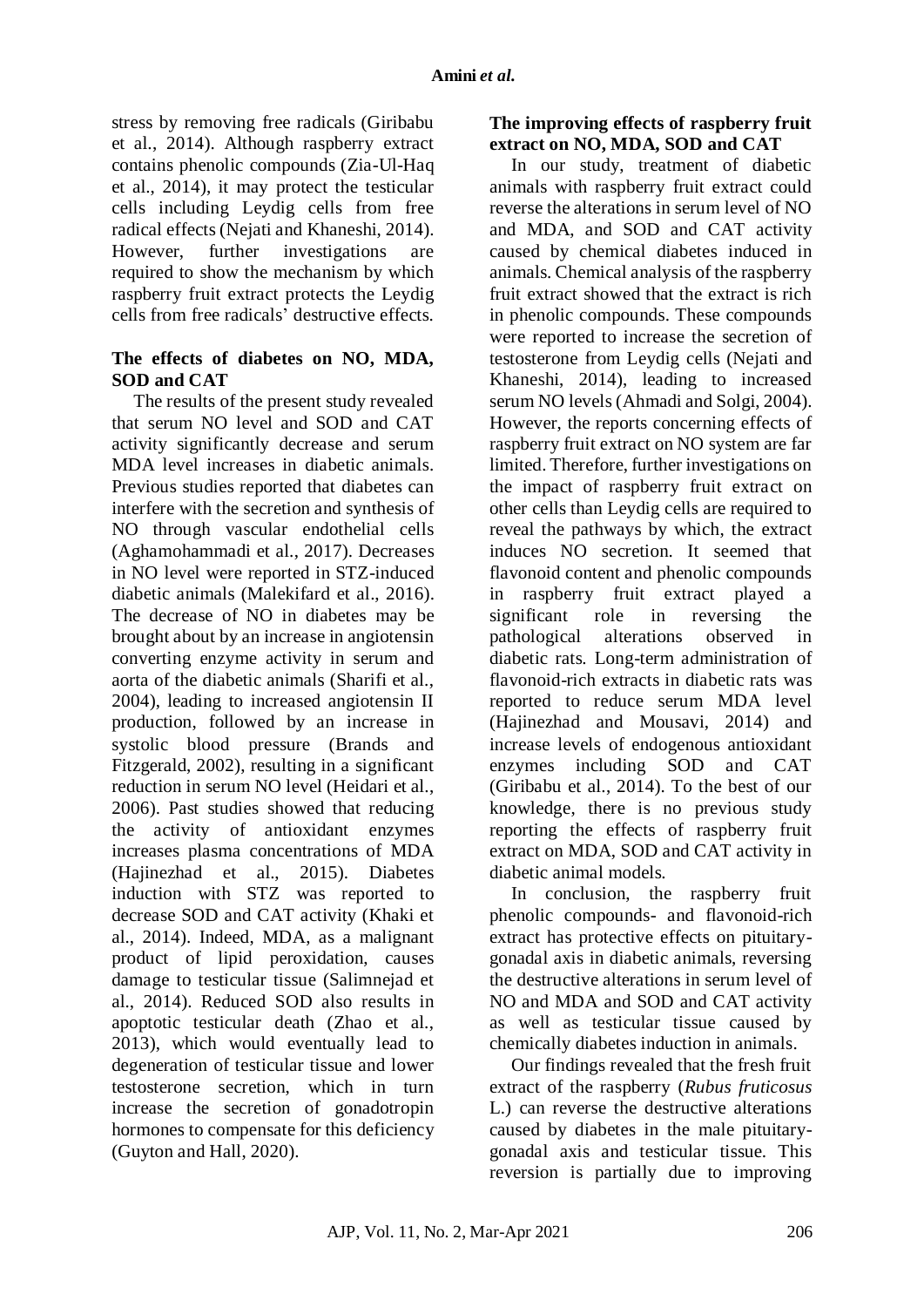stress by removing free radicals (Giribabu et al., 2014). Although raspberry extract contains phenolic compounds (Zia-Ul-Haq et al., 2014), it may protect the testicular cells including Leydig cells from free radical effects (Nejati and Khaneshi, 2014). However, further investigations are required to show the mechanism by which raspberry fruit extract protects the Leydig cells from free radicals' destructive effects.

**The effects of diabetes on NO, MDA, SOD and CAT**

The results of the present study revealed that serum NO level and SOD and CAT activity significantly decrease and serum MDA level increases in diabetic animals. Previous studies reported that diabetes can interfere with the secretion and synthesis of NO through vascular endothelial cells (Aghamohammadi et al., 2017). Decreases in NO level were reported in STZ-induced diabetic animals (Malekifard et al., 2016). The decrease of NO in diabetes may be brought about by an increase in angiotensin converting enzyme activity in serum and aorta of the diabetic animals (Sharifi et al., 2004), leading to increased angiotensin II production, followed by an increase in systolic blood pressure (Brands and Fitzgerald, 2002), resulting in a significant reduction in serum NO level (Heidari et al., 2006). Past studies showed that reducing the activity of antioxidant enzymes increases plasma concentrations of MDA (Hajinezhad et al., 2015). Diabetes induction with STZ was reported to decrease SOD and CAT activity (Khaki et al., 2014). Indeed, MDA, as a malignant product of lipid peroxidation, causes damage to testicular tissue (Salimnejad et al., 2014). Reduced SOD also results in apoptotic testicular death (Zhao et al., 2013), which would eventually lead to degeneration of testicular tissue and lower testosterone secretion, which in turn increase the secretion of gonadotropin hormones to compensate for this deficiency (Guyton and Hall, 2020).

**The improving effects of raspberry fruit extract on NO, MDA, SOD and CAT**

In our study, treatment of diabetic animals with raspberry fruit extract could reverse the alterations in serum level of NO and MDA, and SOD and CAT activity caused by chemical diabetes induced in animals. Chemical analysis of the raspberry fruit extract showed that the extract is rich in phenolic compounds. These compounds were reported to increase the secretion of testosterone from Leydig cells (Nejati and Khaneshi, 2014), leading to increased serum NO levels (Ahmadi and Solgi, 2004). However, the reports concerning effects of raspberry fruit extract on NO system are far limited. Therefore, further investigations on the impact of raspberry fruit extract on other cells than Leydig cells are required to reveal the pathways by which, the extract induces NO secretion. It seemed that flavonoid content and phenolic compounds in raspberry fruit extract played a significant role in reversing the pathological alterations observed in diabetic rats. Long-term administration of flavonoid-rich extracts in diabetic rats was reported to reduce serum MDA level (Hajinezhad and Mousavi, 2014) and increase levels of endogenous antioxidant enzymes including SOD and CAT (Giribabu et al., 2014). To the best of our knowledge, there is no previous study reporting the effects of raspberry fruit extract on MDA, SOD and CAT activity in diabetic animal models.

In conclusion, the raspberry fruit phenolic compounds- and flavonoid-rich extract has protective effects on pituitary-gonadal axis in diabetic animals, reversing the destructive alterations in serum level of NO and MDA and SOD and CAT activity as well as testicular tissue caused by chemically diabetes induction in animals.

Our findings revealed that the fresh fruit extract of the raspberry (*Rubus fruticosus* L.) can reverse the destructive alterations caused by diabetes in the male pituitary-gonadal axis and testicular tissue. This reversion is partially due to improving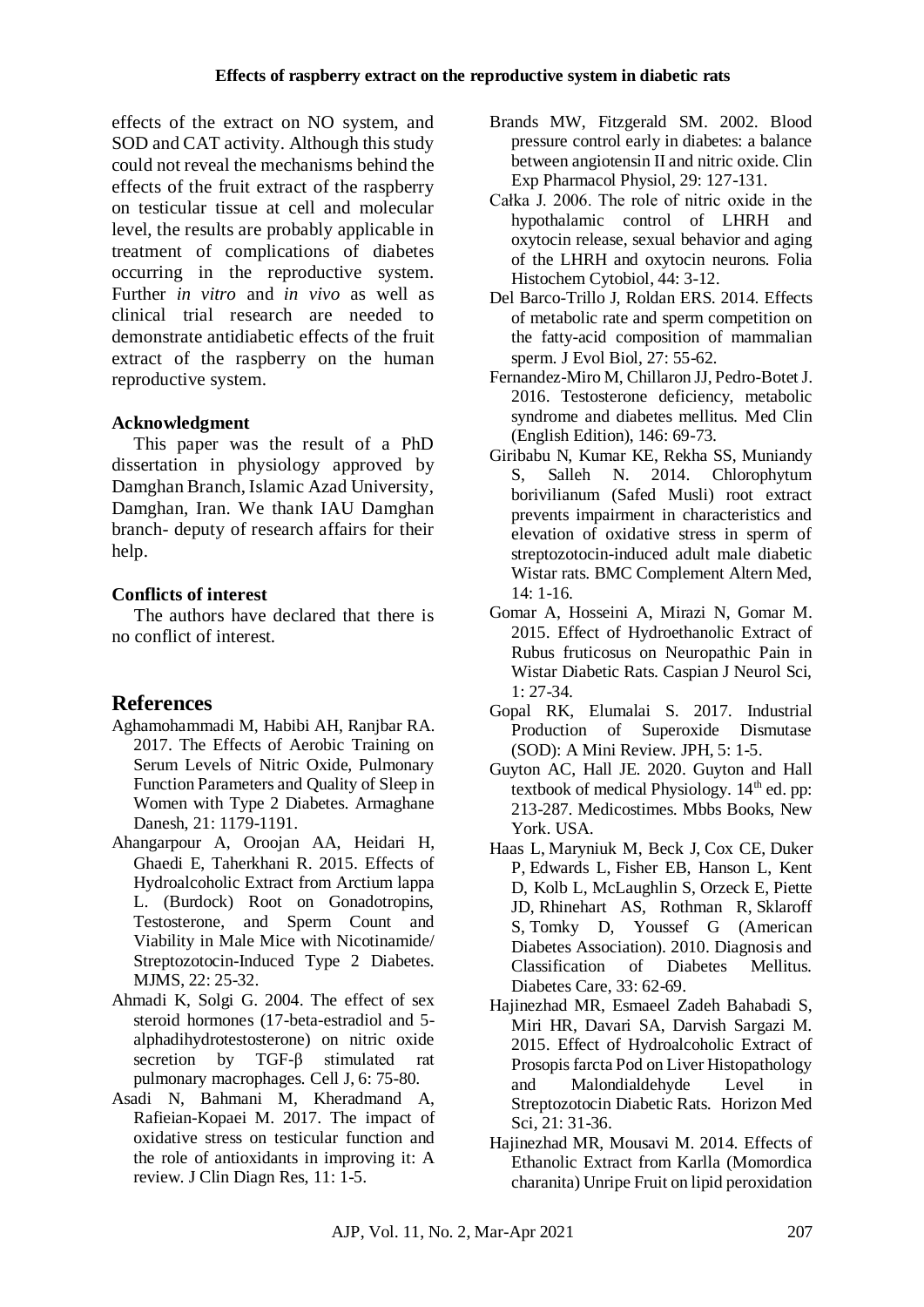effects of the extract on NO system, and SOD and CAT activity. Although this study could not reveal the mechanisms behind the effects of the fruit extract of the raspberry on testicular tissue at cell and molecular level, the results are probably applicable in treatment of complications of diabetes occurring in the reproductive system. Further *in vitro* and *in vivo* as well as clinical trial research are needed to demonstrate antidiabetic effects of the fruit extract of the raspberry on the human reproductive system.

### Acknowledgment

This paper was the result of a PhD dissertation in physiology approved by Damghan Branch, Islamic Azad University, Damghan, Iran. We thank IAU Damghan branch- deputy of research affairs for their help.

### Conflicts of interest

The authors have declared that there is no conflict of interest.

## References

Aghamohammadi M, Habibi AH, Ranjbar RA. 2017. The Effects of Aerobic Training on Serum Levels of Nitric Oxide, Pulmonary Function Parameters and Quality of Sleep in Women with Type 2 Diabetes. Armaghane Danesh, 21: 1179-1191.

Ahangarpour A, Oroojan AA, Heidari H, Ghaedi E, Taherkhani R. 2015. Effects of Hydroalcoholic Extract from Arctium lappa L. (Burdock) Root on Gonadotropins, Testosterone, and Sperm Count and Viability in Male Mice with Nicotinamide/ Streptozotocin-Induced Type 2 Diabetes. MJMS, 22: 25-32.

Ahmadi K, Solgi G. 2004. The effect of sex steroid hormones (17-beta-estradiol and 5-alphadihydrotestosterone) on nitric oxide secretion by TGF-β stimulated rat pulmonary macrophages. Cell J, 6: 75-80.

Asadi N, Bahmani M, Kheradmand A, Rafieian-Kopaei M. 2017. The impact of oxidative stress on testicular function and the role of antioxidants in improving it: A review. J Clin Diagn Res, 11: 1-5.

Brands MW, Fitzgerald SM. 2002. Blood pressure control early in diabetes: a balance between angiotensin II and nitric oxide. Clin Exp Pharmacol Physiol, 29: 127-131.

Całka J. 2006. The role of nitric oxide in the hypothalamic control of LHRH and oxytocin release, sexual behavior and aging of the LHRH and oxytocin neurons. Folia Histochem Cytobiol, 44: 3-12.

Del Barco-Trillo J, Roldan ERS. 2014. Effects of metabolic rate and sperm competition on the fatty-acid composition of mammalian sperm. J Evol Biol, 27: 55-62.

Fernandez-Miro M, Chillaron JJ, Pedro-Botet J. 2016. Testosterone deficiency, metabolic syndrome and diabetes mellitus. Med Clin (English Edition), 146: 69-73.

Giribabu N, Kumar KE, Rekha SS, Muniandy S, Salleh N. 2014. Chlorophytum borivilianum (Safed Musli) root extract prevents impairment in characteristics and elevation of oxidative stress in sperm of streptozotocin-induced adult male diabetic Wistar rats. BMC Complement Altern Med, 14: 1-16.

Gomar A, Hosseini A, Mirazi N, Gomar M. 2015. Effect of Hydroethanolic Extract of Rubus fruticosus on Neuropathic Pain in Wistar Diabetic Rats. Caspian J Neurol Sci, 1: 27-34.

Gopal RK, Elumalai S. 2017. Industrial Production of Superoxide Dismutase (SOD): A Mini Review. JPH, 5: 1-5.

Guyton AC, Hall JE. 2020. Guyton and Hall textbook of medical Physiology. 14th ed. pp: 213-287. Medicostimes. Mbbs Books, New York. USA.

Haas L, Maryniuk M, Beck J, Cox CE, Duker P, Edwards L, Fisher EB, Hanson L, Kent D, Kolb L, McLaughlin S, Orzeck E, Piette JD, Rhinehart AS, Rothman R, Sklaroff S, Tomky D, Youssef G (American Diabetes Association). 2010. Diagnosis and Classification of Diabetes Mellitus. Diabetes Care, 33: 62-69.

Hajinezhad MR, Esmaeel Zadeh Bahabadi S, Miri HR, Davari SA, Darvish Sargazi M. 2015. Effect of Hydroalcoholic Extract of Prosopis farcta Pod on Liver Histopathology and Malondialdehyde Level in Streptozotocin Diabetic Rats. Horizon Med Sci, 21: 31-36.

Hajinezhad MR, Mousavi M. 2014. Effects of Ethanolic Extract from Karlla (Momordica charanita) Unripe Fruit on lipid peroxidation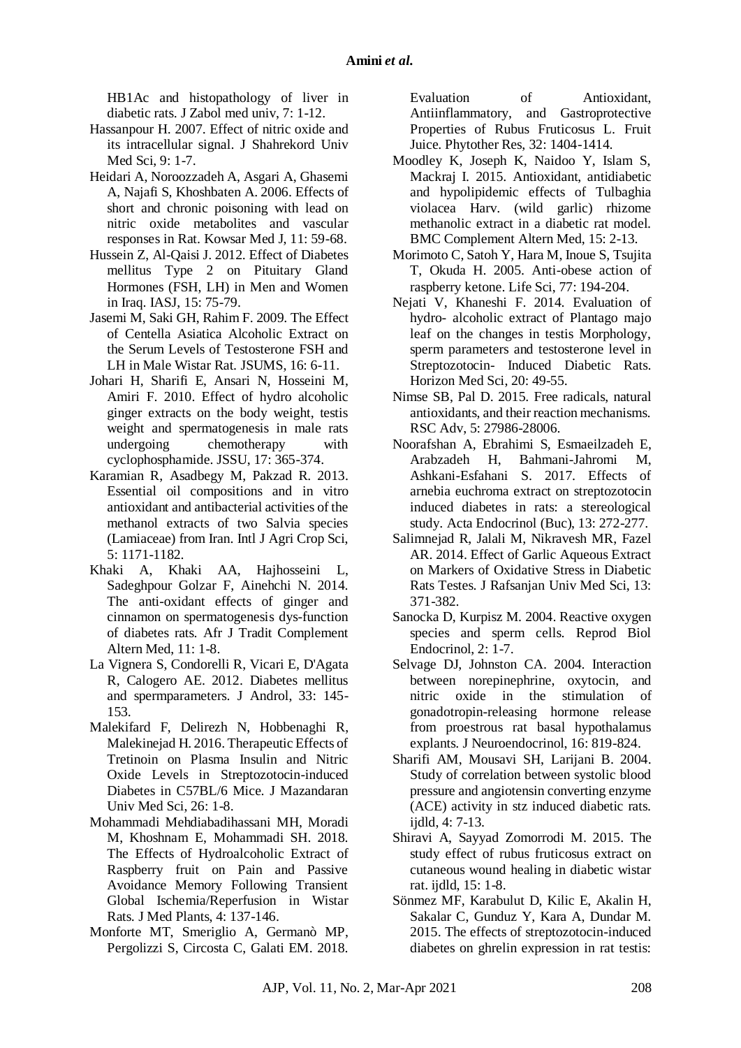HB1Ac and histopathology of liver in diabetic rats. J Zabol med univ, 7: 1-12.

Hassanpour H. 2007. Effect of nitric oxide and its intracellular signal. J Shahrekord Univ Med Sci, 9: 1-7.

Heidari A, Noroozzadeh A, Asgari A, Ghasemi A, Najafi S, Khoshbaten A. 2006. Effects of short and chronic poisoning with lead on nitric oxide metabolites and vascular responses in Rat. Kowsar Med J, 11: 59-68.

Hussein Z, Al-Qaisi J. 2012. Effect of Diabetes mellitus Type 2 on Pituitary Gland Hormones (FSH, LH) in Men and Women in Iraq. IASJ, 15: 75-79.

Jasemi M, Saki GH, Rahim F. 2009. The Effect of Centella Asiatica Alcoholic Extract on the Serum Levels of Testosterone FSH and LH in Male Wistar Rat. JSUMS, 16: 6-11.

Johari H, Sharifi E, Ansari N, Hosseini M, Amiri F. 2010. Effect of hydro alcoholic ginger extracts on the body weight, testis weight and spermatogenesis in male rats undergoing chemotherapy with cyclophosphamide. JSSU, 17: 365-374.

Karamian R, Asadbegy M, Pakzad R. 2013. Essential oil compositions and in vitro antioxidant and antibacterial activities of the methanol extracts of two Salvia species (Lamiaceae) from Iran. Intl J Agri Crop Sci, 5: 1171-1182.

Khaki A, Khaki AA, Hajhosseini L, Sadeghpour Golzar F, Ainehchi N. 2014. The anti-oxidant effects of ginger and cinnamon on spermatogenesis dys-function of diabetes rats. Afr J Tradit Complement Altern Med, 11: 1-8.

La Vignera S, Condorelli R, Vicari E, D'Agata R, Calogero AE. 2012. Diabetes mellitus and spermparameters. J Androl, 33: 145-153.

Malekifard F, Delirezh N, Hobbenaghi R, Malekinejad H. 2016. Therapeutic Effects of Tretinoin on Plasma Insulin and Nitric Oxide Levels in Streptozotocin-induced Diabetes in C57BL/6 Mice. J Mazandaran Univ Med Sci, 26: 1-8.

Mohammadi Mehdiabadihassani MH, Moradi M, Khoshnam E, Mohammadi SH. 2018. The Effects of Hydroalcoholic Extract of Raspberry fruit on Pain and Passive Avoidance Memory Following Transient Global Ischemia/Reperfusion in Wistar Rats. J Med Plants, 4: 137-146.

Monforte MT, Smeriglio A, Germanò MP, Pergolizzi S, Circosta C, Galati EM. 2018. Evaluation of Antioxidant, Antiinflammatory, and Gastroprotective Properties of Rubus Fruticosus L. Fruit Juice. Phytother Res, 32: 1404-1414.

Moodley K, Joseph K, Naidoo Y, Islam S, Mackraj I. 2015. Antioxidant, antidiabetic and hypolipidemic effects of Tulbaghia violacea Harv. (wild garlic) rhizome methanolic extract in a diabetic rat model. BMC Complement Altern Med, 15: 2-13.

Morimoto C, Satoh Y, Hara M, Inoue S, Tsujita T, Okuda H. 2005. Anti-obese action of raspberry ketone. Life Sci, 77: 194-204.

Nejati V, Khaneshi F. 2014. Evaluation of hydro- alcoholic extract of Plantago majo leaf on the changes in testis Morphology, sperm parameters and testosterone level in Streptozotocin- Induced Diabetic Rats. Horizon Med Sci, 20: 49-55.

Nimse SB, Pal D. 2015. Free radicals, natural antioxidants, and their reaction mechanisms. RSC Adv, 5: 27986-28006.

Noorafshan A, Ebrahimi S, Esmaeilzadeh E, Arabzadeh H, Bahmani-Jahromi M, Ashkani-Esfahani S. 2017. Effects of arnebia euchroma extract on streptozotocin induced diabetes in rats: a stereological study. Acta Endocrinol (Buc), 13: 272-277.

Salimnejad R, Jalali M, Nikravesh MR, Fazel AR. 2014. Effect of Garlic Aqueous Extract on Markers of Oxidative Stress in Diabetic Rats Testes. J Rafsanjan Univ Med Sci, 13: 371-382.

Sanocka D, Kurpisz M. 2004. Reactive oxygen species and sperm cells. Reprod Biol Endocrinol, 2: 1-7.

Selvage DJ, Johnston CA. 2004. Interaction between norepinephrine, oxytocin, and nitric oxide in the stimulation of gonadotropin-releasing hormone release from proestrous rat basal hypothalamus explants. J Neuroendocrinol, 16: 819-824.

Sharifi AM, Mousavi SH, Larijani B. 2004. Study of correlation between systolic blood pressure and angiotensin converting enzyme (ACE) activity in stz induced diabetic rats. ijdld, 4: 7-13.

Shiravi A, Sayyad Zomorrodi M. 2015. The study effect of rubus fruticosus extract on cutaneous wound healing in diabetic wistar rat. ijdld, 15: 1-8.

Sönmez MF, Karabulut D, Kilic E, Akalin H, Sakalar C, Gunduz Y, Kara A, Dundar M. 2015. The effects of streptozotocin-induced diabetes on ghrelin expression in rat testis: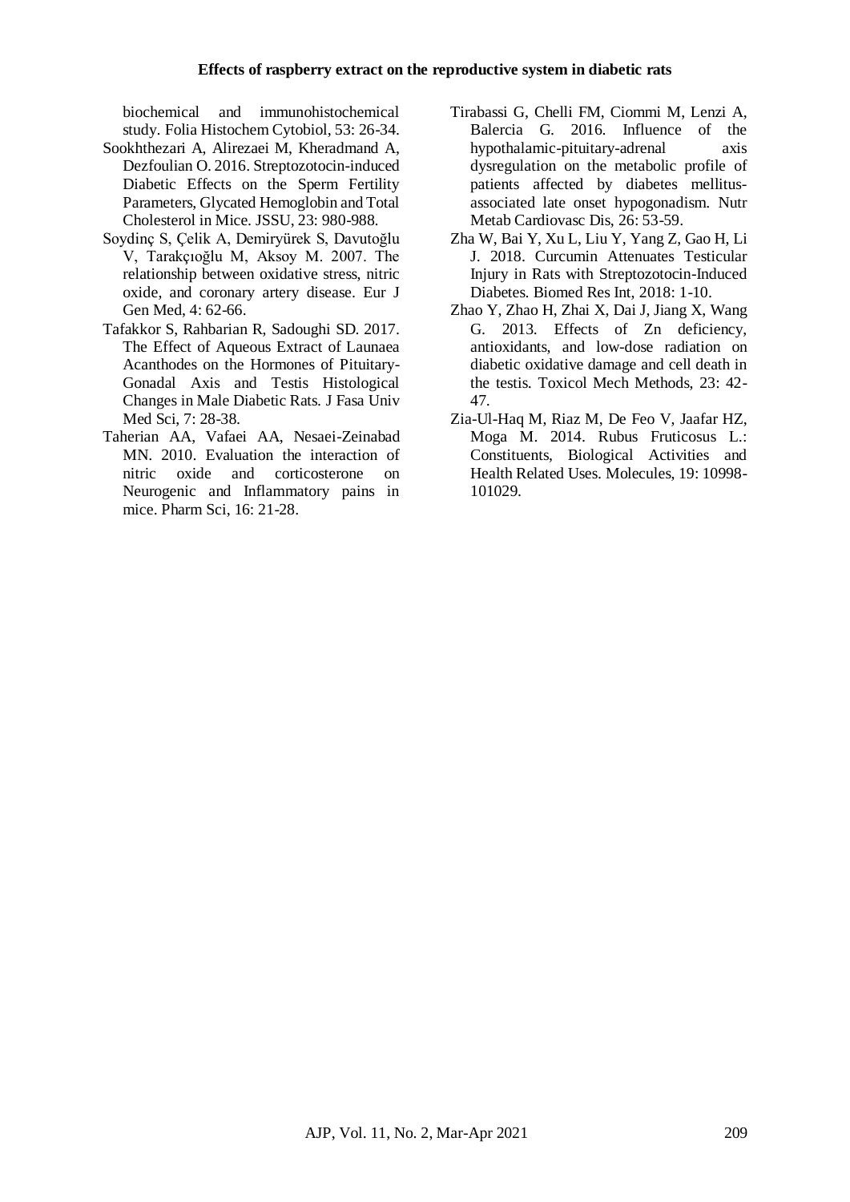biochemical and immunohistochemical study. Folia Histochem Cytobiol, 53: 26-34.

Sookhthezari A, Alirezaei M, Kheradmand A, Dezfoulian O. 2016. Streptozotocin-induced Diabetic Effects on the Sperm Fertility Parameters, Glycated Hemoglobin and Total Cholesterol in Mice. JSSU, 23: 980-988.

Soydinç S, Çelik A, Demiryürek S, Davutoğlu V, Tarakçıoğlu M, Aksoy M. 2007. The relationship between oxidative stress, nitric oxide, and coronary artery disease. Eur J Gen Med, 4: 62-66.

Tafakkor S, Rahbarian R, Sadoughi SD. 2017. The Effect of Aqueous Extract of Launaea Acanthodes on the Hormones of Pituitary-Gonadal Axis and Testis Histological Changes in Male Diabetic Rats. J Fasa Univ Med Sci, 7: 28-38.

Taherian AA, Vafaei AA, Nesaei-Zeinabad MN. 2010. Evaluation the interaction of nitric oxide and corticosterone on Neurogenic and Inflammatory pains in mice. Pharm Sci, 16: 21-28.

Tirabassi G, Chelli FM, Ciommi M, Lenzi A, Balercia G. 2016. Influence of the hypothalamic-pituitary-adrenal axis dysregulation on the metabolic profile of patients affected by diabetes mellitus-associated late onset hypogonadism. Nutr Metab Cardiovasc Dis, 26: 53-59.

Zha W, Bai Y, Xu L, Liu Y, Yang Z, Gao H, Li J. 2018. Curcumin Attenuates Testicular Injury in Rats with Streptozotocin-Induced Diabetes. Biomed Res Int, 2018: 1-10.

Zhao Y, Zhao H, Zhai X, Dai J, Jiang X, Wang G. 2013. Effects of Zn deficiency, antioxidants, and low-dose radiation on diabetic oxidative damage and cell death in the testis. Toxicol Mech Methods, 23: 42-47.

Zia-Ul-Haq M, Riaz M, De Feo V, Jaafar HZ, Moga M. 2014. Rubus Fruticosus L.: Constituents, Biological Activities and Health Related Uses. Molecules, 19: 10998-101029.